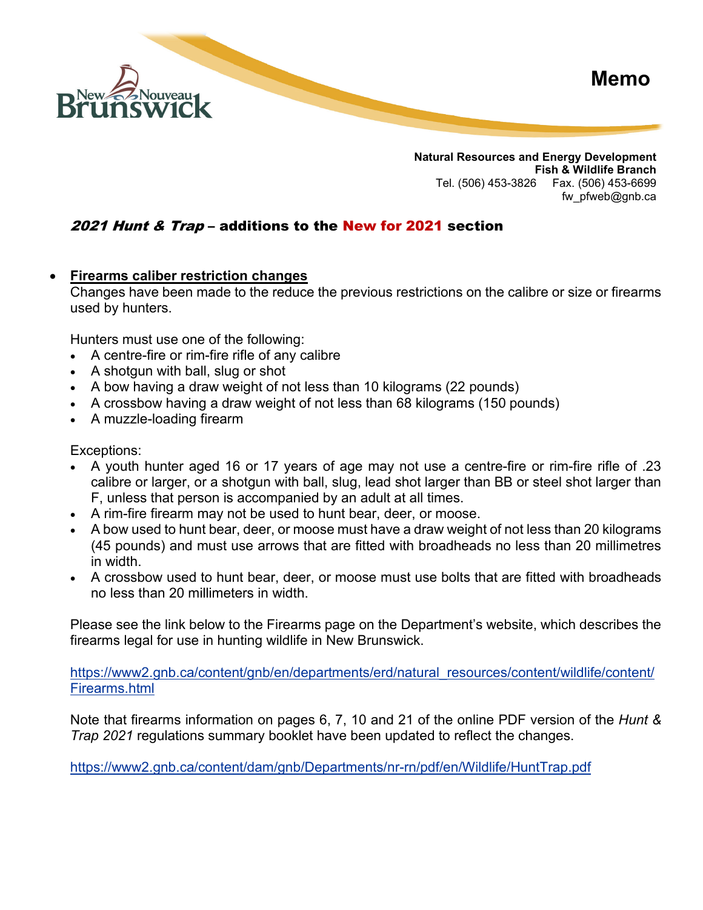# Memo

**Natural Resources and Energy Development**
**Fish & Wildlife Branch**
Tel. (506) 453-3826 Fax. (506) 453-6699
fw_pfweb@gnb.ca

## *2021 Hunt & Trap* – additions to the New for 2021 section

- **Firearms caliber restriction changes**

  Changes have been made to the reduce the previous restrictions on the calibre or size or firearms used by hunters.

  Hunters must use one of the following:

  - A centre-fire or rim-fire rifle of any calibre
  - A shotgun with ball, slug or shot
  - A bow having a draw weight of not less than 10 kilograms (22 pounds)
  - A crossbow having a draw weight of not less than 68 kilograms (150 pounds)
  - A muzzle-loading firearm

  Exceptions:

  - A youth hunter aged 16 or 17 years of age may not use a centre-fire or rim-fire rifle of .23 calibre or larger, or a shotgun with ball, slug, lead shot larger than BB or steel shot larger than F, unless that person is accompanied by an adult at all times.
  - A rim-fire firearm may not be used to hunt bear, deer, or moose.
  - A bow used to hunt bear, deer, or moose must have a draw weight of not less than 20 kilograms (45 pounds) and must use arrows that are fitted with broadheads no less than 20 millimetres in width.
  - A crossbow used to hunt bear, deer, or moose must use bolts that are fitted with broadheads no less than 20 millimeters in width.

  Please see the link below to the Firearms page on the Department's website, which describes the firearms legal for use in hunting wildlife in New Brunswick.

  https://www2.gnb.ca/content/gnb/en/departments/erd/natural_resources/content/wildlife/content/Firearms.html

  Note that firearms information on pages 6, 7, 10 and 21 of the online PDF version of the *Hunt & Trap 2021* regulations summary booklet have been updated to reflect the changes.

  https://www2.gnb.ca/content/dam/gnb/Departments/nr-rn/pdf/en/Wildlife/HuntTrap.pdf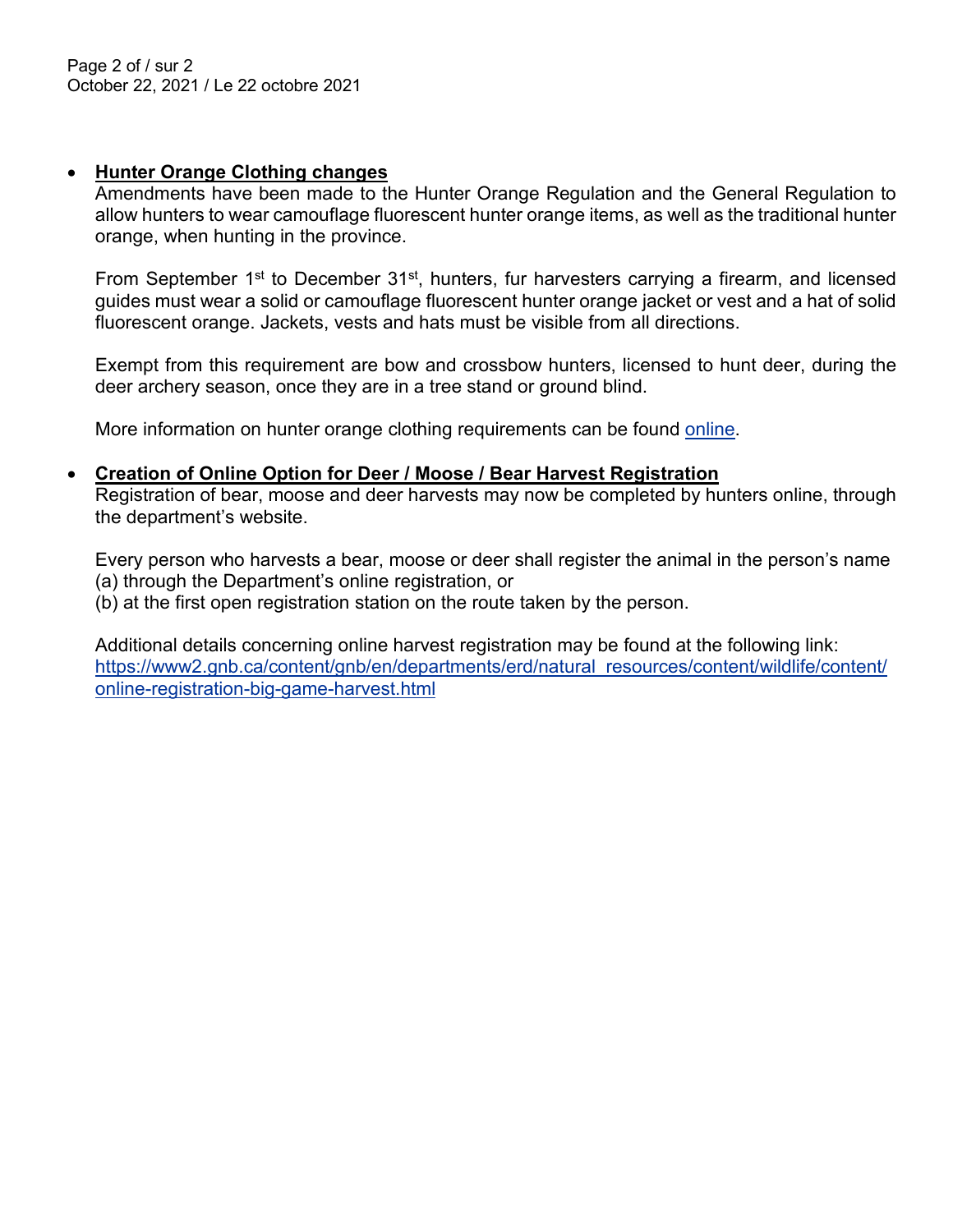- **Hunter Orange Clothing changes**

  Amendments have been made to the Hunter Orange Regulation and the General Regulation to allow hunters to wear camouflage fluorescent hunter orange items, as well as the traditional hunter orange, when hunting in the province.

  From September 1st to December 31st, hunters, fur harvesters carrying a firearm, and licensed guides must wear a solid or camouflage fluorescent hunter orange jacket or vest and a hat of solid fluorescent orange. Jackets, vests and hats must be visible from all directions.

  Exempt from this requirement are bow and crossbow hunters, licensed to hunt deer, during the deer archery season, once they are in a tree stand or ground blind.

  More information on hunter orange clothing requirements can be found online.

- **Creation of Online Option for Deer / Moose / Bear Harvest Registration**

  Registration of bear, moose and deer harvests may now be completed by hunters online, through the department's website.

  Every person who harvests a bear, moose or deer shall register the animal in the person's name
  (a) through the Department's online registration, or
  (b) at the first open registration station on the route taken by the person.

  Additional details concerning online harvest registration may be found at the following link: https://www2.gnb.ca/content/gnb/en/departments/erd/natural_resources/content/wildlife/content/online-registration-big-game-harvest.html